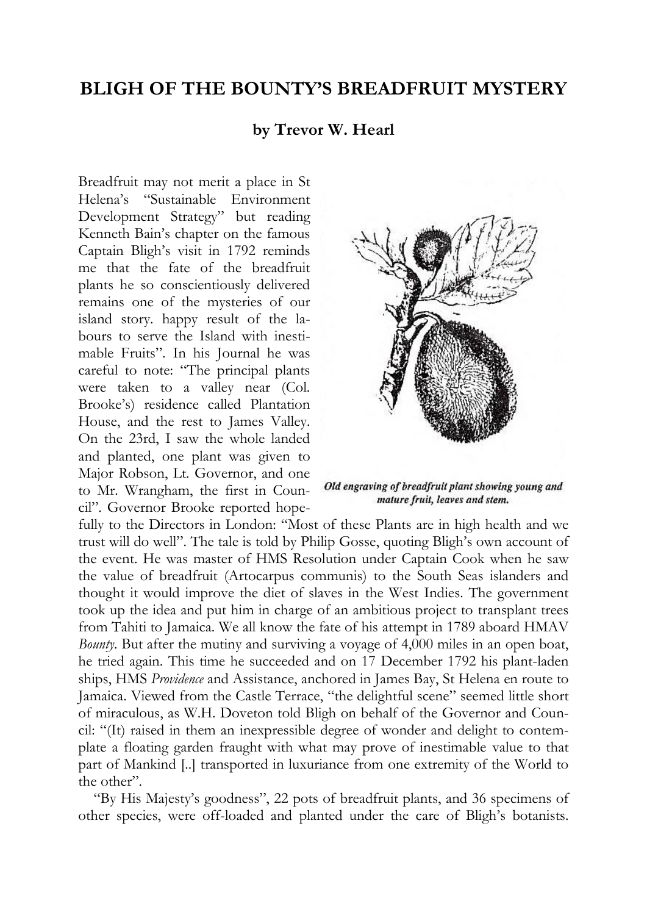# BLIGH OF THE BOUNTY'S BREADFRUIT MYSTERY

### by Trevor W. Hearl

Breadfruit may not merit a place in St Helena's "Sustainable Environment Development Strategy" but reading Kenneth Bain's chapter on the famous Captain Bligh's visit in 1792 reminds me that the fate of the breadfruit plants he so conscientiously delivered remains one of the mysteries of our island story. happy result of the labours to serve the Island with inestimable Fruits". In his Journal he was careful to note: "The principal plants were taken to a valley near (Col. Brooke's) residence called Plantation House, and the rest to James Valley. On the 23rd, I saw the whole landed and planted, one plant was given to Major Robson, Lt. Governor, and one to Mr. Wrangham, the first in Council". Governor Brooke reported hopefully to the Directors in London: "Most of these Plants are in high health and we trust will do well". The tale is told by Philip Gosse, quoting Bligh's own account of the event. He was master of HMS Resolution under Captain Cook when he saw the value of breadfruit (Artocarpus communis) to the South Seas islanders and thought it would improve the diet of slaves in the West Indies. The government took up the idea and put him in charge of an ambitious project to transplant trees from Tahiti to Jamaica. We all know the fate of his attempt in 1789 aboard HMAV *Bounty*. But after the mutiny and surviving a voyage of 4,000 miles in an open boat, he tried again. This time he succeeded and on 17 December 1792 his plant-laden ships, HMS *Providence* and Assistance, anchored in James Bay, St Helena en route to Jamaica. Viewed from the Castle Terrace, "the delightful scene" seemed little short of miraculous, as W.H. Doveton told Bligh on behalf of the Governor and Council: "(It) raised in them an inexpressible degree of wonder and delight to contemplate a floating garden fraught with what may prove of inestimable value to that part of Mankind [..] transported in luxuriance from one extremity of the World to the other".

*Old engraving of breadfruit plant showing young and mature fruit, leaves and stem.*

"By His Majesty's goodness", 22 pots of breadfruit plants, and 36 specimens of other species, were off-loaded and planted under the care of Bligh's botanists.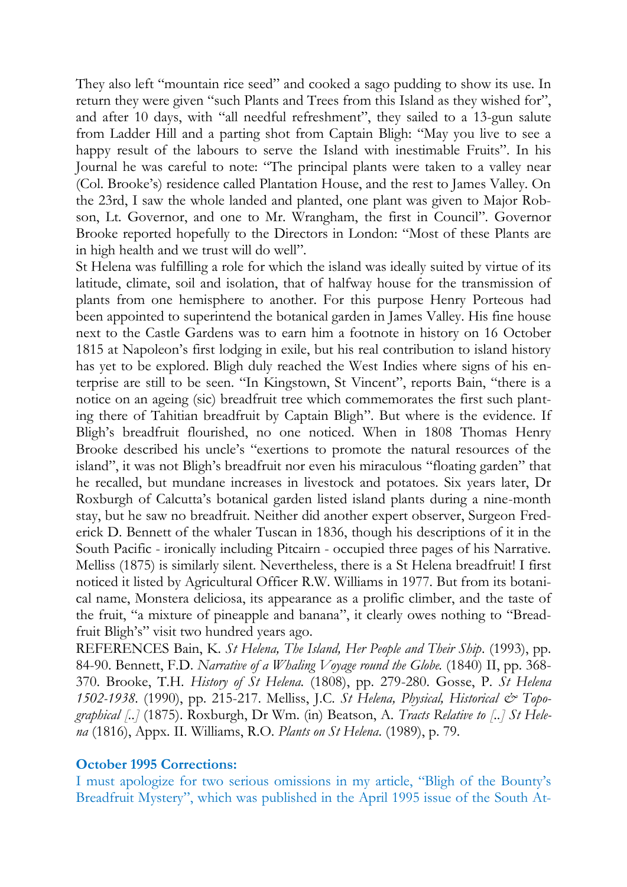They also left "mountain rice seed" and cooked a sago pudding to show its use. In return they were given "such Plants and Trees from this Island as they wished for", and after 10 days, with "all needful refreshment", they sailed to a 13-gun salute from Ladder Hill and a parting shot from Captain Bligh: "May you live to see a happy result of the labours to serve the Island with inestimable Fruits". In his Journal he was careful to note: "The principal plants were taken to a valley near (Col. Brooke's) residence called Plantation House, and the rest to James Valley. On the 23rd, I saw the whole landed and planted, one plant was given to Major Robson, Lt. Governor, and one to Mr. Wrangham, the first in Council". Governor Brooke reported hopefully to the Directors in London: "Most of these Plants are in high health and we trust will do well".

St Helena was fulfilling a role for which the island was ideally suited by virtue of its latitude, climate, soil and isolation, that of halfway house for the transmission of plants from one hemisphere to another. For this purpose Henry Porteous had been appointed to superintend the botanical garden in James Valley. His fine house next to the Castle Gardens was to earn him a footnote in history on 16 October 1815 at Napoleon's first lodging in exile, but his real contribution to island history has yet to be explored. Bligh duly reached the West Indies where signs of his enterprise are still to be seen. "In Kingstown, St Vincent", reports Bain, "there is a notice on an ageing (sic) breadfruit tree which commemorates the first such planting there of Tahitian breadfruit by Captain Bligh". But where is the evidence. If Bligh's breadfruit flourished, no one noticed. When in 1808 Thomas Henry Brooke described his uncle's "exertions to promote the natural resources of the island", it was not Bligh's breadfruit nor even his miraculous "floating garden" that he recalled, but mundane increases in livestock and potatoes. Six years later, Dr Roxburgh of Calcutta's botanical garden listed island plants during a nine-month stay, but he saw no breadfruit. Neither did another expert observer, Surgeon Frederick D. Bennett of the whaler Tuscan in 1836, though his descriptions of it in the South Pacific - ironically including Pitcairn - occupied three pages of his Narrative. Melliss (1875) is similarly silent. Nevertheless, there is a St Helena breadfruit! I first noticed it listed by Agricultural Officer R.W. Williams in 1977. But from its botanical name, Monstera deliciosa, its appearance as a prolific climber, and the taste of the fruit, "a mixture of pineapple and banana", it clearly owes nothing to "Breadfruit Bligh's" visit two hundred years ago.

REFERENCES Bain, K. *St Helena, The Island, Her People and Their Ship*. (1993), pp. 84-90. Bennett, F.D. *Narrative of a Whaling Voyage round the Globe.* (1840) II, pp. 368-370. Brooke, T.H. *History of St Helena.* (1808), pp. 279-280. Gosse, P. *St Helena 1502-1938.* (1990), pp. 215-217. Melliss, J.C. *St Helena, Physical, Historical & Topographical [..]* (1875). Roxburgh, Dr Wm. (in) Beatson, A. *Tracts Relative to [..] St Helena* (1816), Appx. II. Williams, R.O. *Plants on St Helena.* (1989), p. 79.

**October 1995 Corrections:**

I must apologize for two serious omissions in my article, "Bligh of the Bounty's Breadfruit Mystery", which was published in the April 1995 issue of the South At-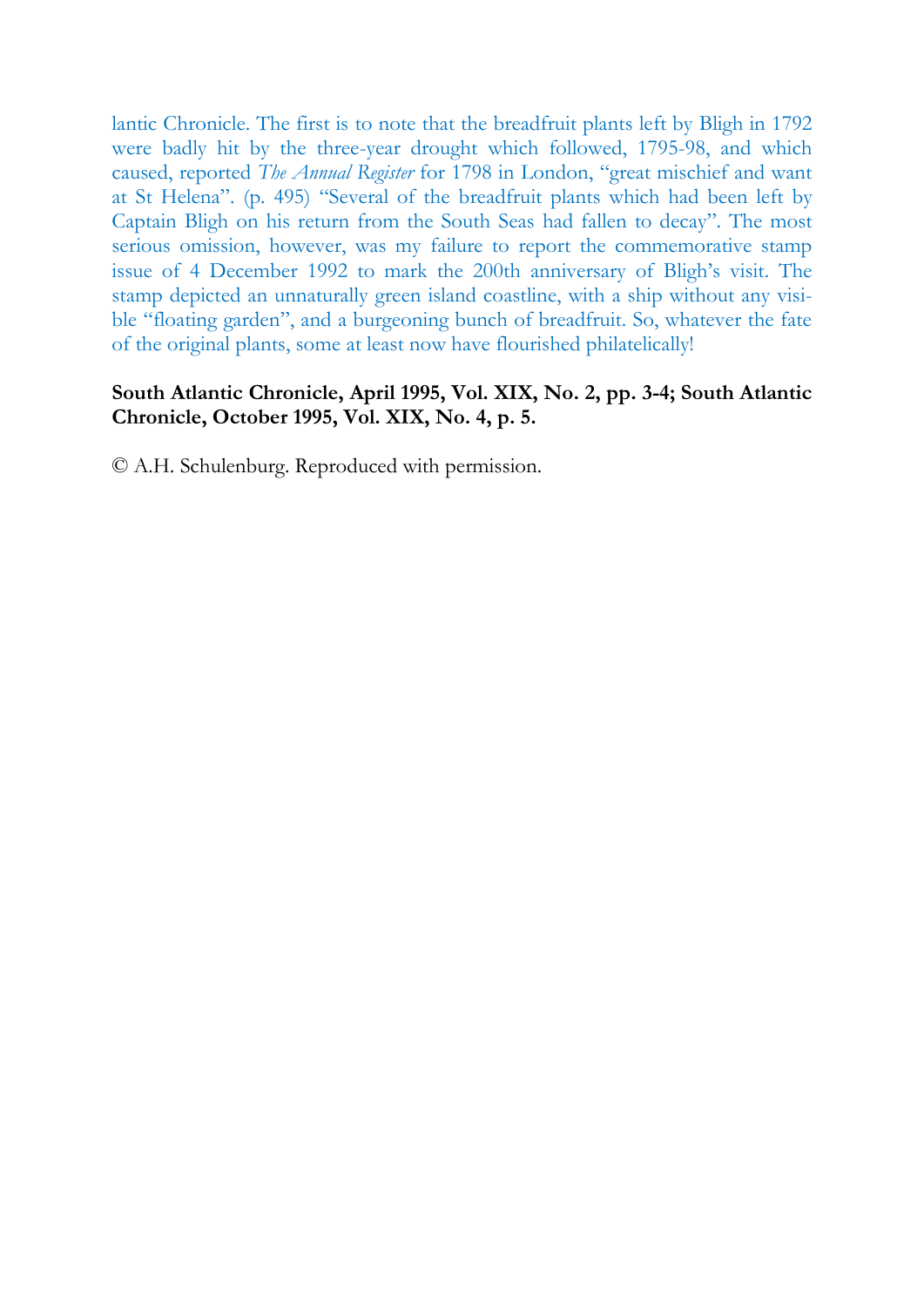lantic Chronicle. The first is to note that the breadfruit plants left by Bligh in 1792 were badly hit by the three-year drought which followed, 1795-98, and which caused, reported *The Annual Register* for 1798 in London, "great mischief and want at St Helena". (p. 495) "Several of the breadfruit plants which had been left by Captain Bligh on his return from the South Seas had fallen to decay". The most serious omission, however, was my failure to report the commemorative stamp issue of 4 December 1992 to mark the 200th anniversary of Bligh's visit. The stamp depicted an unnaturally green island coastline, with a ship without any visible "floating garden", and a burgeoning bunch of breadfruit. So, whatever the fate of the original plants, some at least now have flourished philatelically!

**South Atlantic Chronicle, April 1995, Vol. XIX, No. 2, pp. 3-4; South Atlantic Chronicle, October 1995, Vol. XIX, No. 4, p. 5.**

© A.H. Schulenburg. Reproduced with permission.